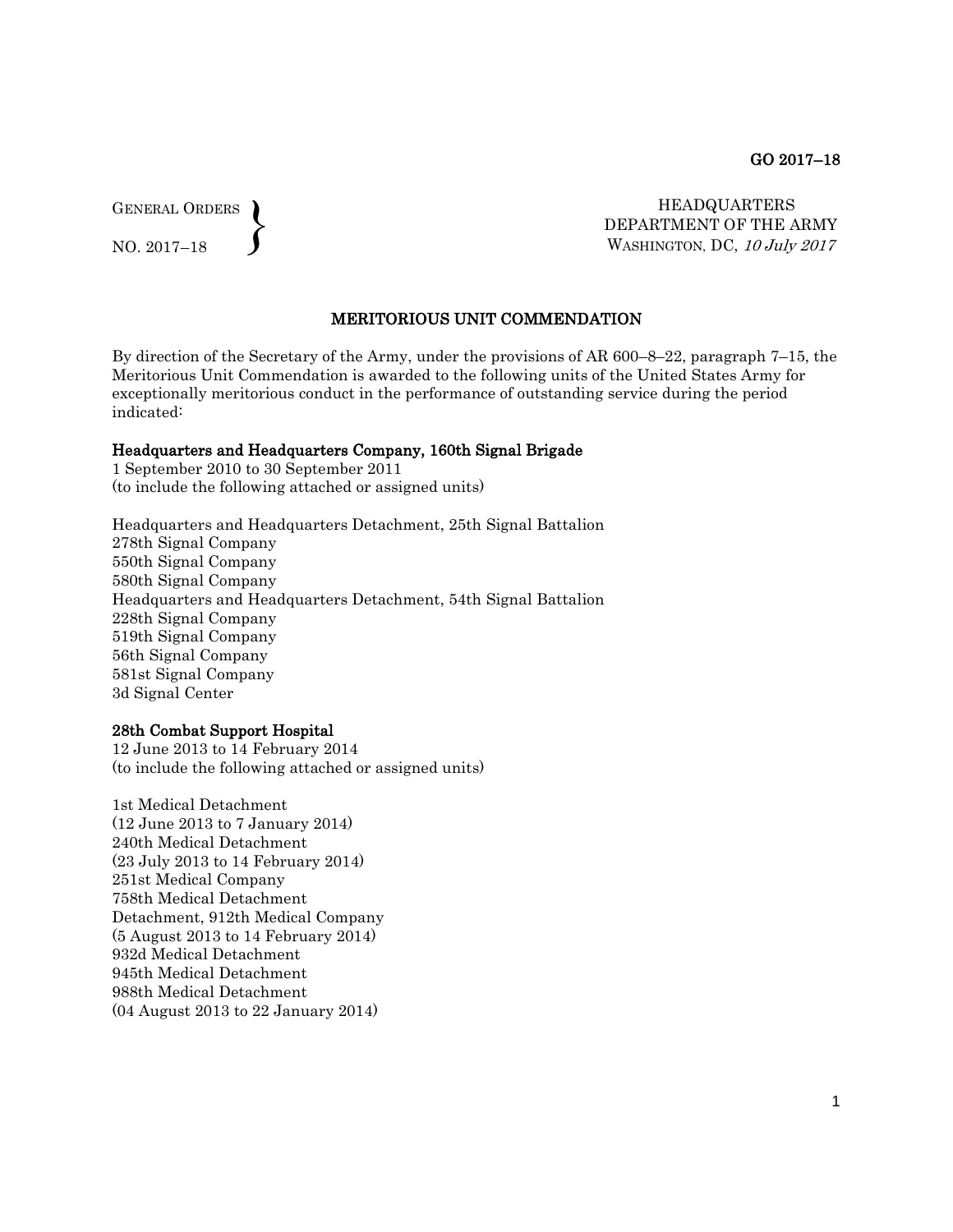GO 2017–18

GENERAL ORDERS
NO. 2017–18

HEADQUARTERS
DEPARTMENT OF THE ARMY
WASHINGTON, DC, *10 July 2017*

**MERITORIOUS UNIT COMMENDATION**

By direction of the Secretary of the Army, under the provisions of AR 600–8–22, paragraph 7–15, the Meritorious Unit Commendation is awarded to the following units of the United States Army for exceptionally meritorious conduct in the performance of outstanding service during the period indicated:

**Headquarters and Headquarters Company, 160th Signal Brigade**
1 September 2010 to 30 September 2011
(to include the following attached or assigned units)

Headquarters and Headquarters Detachment, 25th Signal Battalion
278th Signal Company
550th Signal Company
580th Signal Company
Headquarters and Headquarters Detachment, 54th Signal Battalion
228th Signal Company
519th Signal Company
56th Signal Company
581st Signal Company
3d Signal Center

**28th Combat Support Hospital**
12 June 2013 to 14 February 2014
(to include the following attached or assigned units)

1st Medical Detachment
(12 June 2013 to 7 January 2014)
240th Medical Detachment
(23 July 2013 to 14 February 2014)
251st Medical Company
758th Medical Detachment
Detachment, 912th Medical Company
(5 August 2013 to 14 February 2014)
932d Medical Detachment
945th Medical Detachment
988th Medical Detachment
(04 August 2013 to 22 January 2014)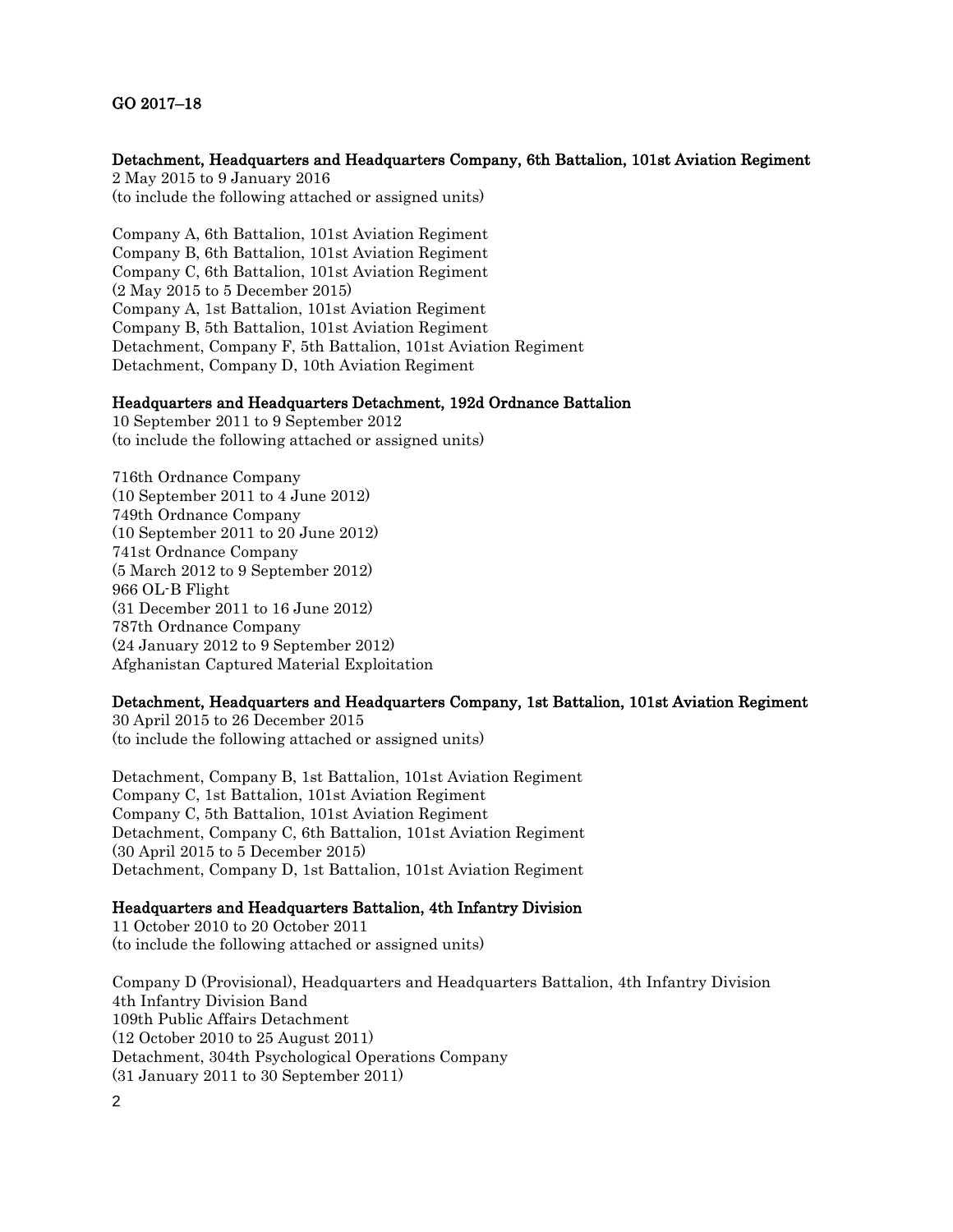**Detachment, Headquarters and Headquarters Company, 6th Battalion, 101st Aviation Regiment**
2 May 2015 to 9 January 2016
(to include the following attached or assigned units)

Company A, 6th Battalion, 101st Aviation Regiment
Company B, 6th Battalion, 101st Aviation Regiment
Company C, 6th Battalion, 101st Aviation Regiment
(2 May 2015 to 5 December 2015)
Company A, 1st Battalion, 101st Aviation Regiment
Company B, 5th Battalion, 101st Aviation Regiment
Detachment, Company F, 5th Battalion, 101st Aviation Regiment
Detachment, Company D, 10th Aviation Regiment

**Headquarters and Headquarters Detachment, 192d Ordnance Battalion**
10 September 2011 to 9 September 2012
(to include the following attached or assigned units)

716th Ordnance Company
(10 September 2011 to 4 June 2012)
749th Ordnance Company
(10 September 2011 to 20 June 2012)
741st Ordnance Company
(5 March 2012 to 9 September 2012)
966 OL-B Flight
(31 December 2011 to 16 June 2012)
787th Ordnance Company
(24 January 2012 to 9 September 2012)
Afghanistan Captured Material Exploitation

**Detachment, Headquarters and Headquarters Company, 1st Battalion, 101st Aviation Regiment**
30 April 2015 to 26 December 2015
(to include the following attached or assigned units)

Detachment, Company B, 1st Battalion, 101st Aviation Regiment
Company C, 1st Battalion, 101st Aviation Regiment
Company C, 5th Battalion, 101st Aviation Regiment
Detachment, Company C, 6th Battalion, 101st Aviation Regiment
(30 April 2015 to 5 December 2015)
Detachment, Company D, 1st Battalion, 101st Aviation Regiment

**Headquarters and Headquarters Battalion, 4th Infantry Division**
11 October 2010 to 20 October 2011
(to include the following attached or assigned units)

Company D (Provisional), Headquarters and Headquarters Battalion, 4th Infantry Division
4th Infantry Division Band
109th Public Affairs Detachment
(12 October 2010 to 25 August 2011)
Detachment, 304th Psychological Operations Company
(31 January 2011 to 30 September 2011)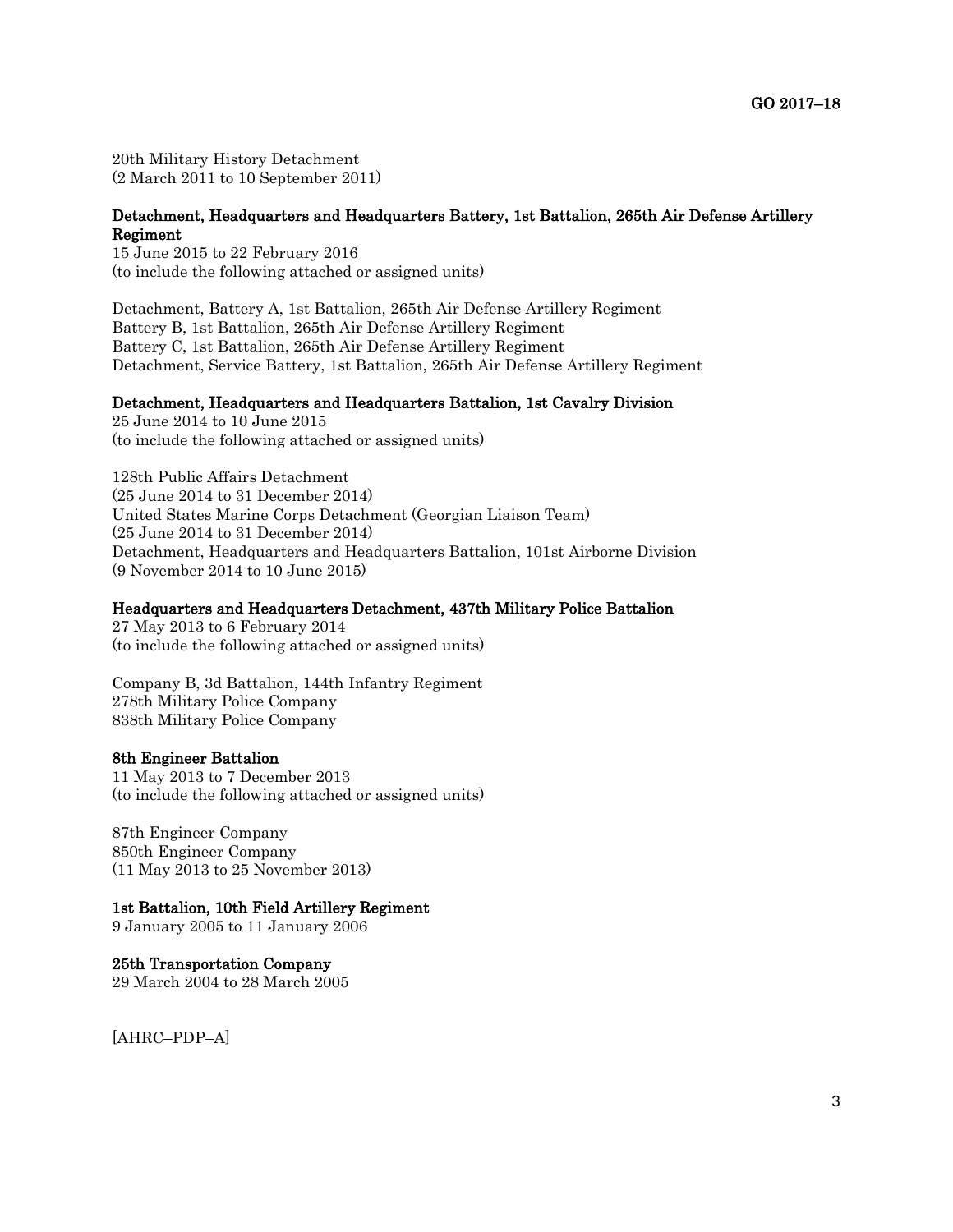20th Military History Detachment
(2 March 2011 to 10 September 2011)

**Detachment, Headquarters and Headquarters Battery, 1st Battalion, 265th Air Defense Artillery Regiment**
15 June 2015 to 22 February 2016
(to include the following attached or assigned units)

Detachment, Battery A, 1st Battalion, 265th Air Defense Artillery Regiment
Battery B, 1st Battalion, 265th Air Defense Artillery Regiment
Battery C, 1st Battalion, 265th Air Defense Artillery Regiment
Detachment, Service Battery, 1st Battalion, 265th Air Defense Artillery Regiment

**Detachment, Headquarters and Headquarters Battalion, 1st Cavalry Division**
25 June 2014 to 10 June 2015
(to include the following attached or assigned units)

128th Public Affairs Detachment
(25 June 2014 to 31 December 2014)
United States Marine Corps Detachment (Georgian Liaison Team)
(25 June 2014 to 31 December 2014)
Detachment, Headquarters and Headquarters Battalion, 101st Airborne Division
(9 November 2014 to 10 June 2015)

**Headquarters and Headquarters Detachment, 437th Military Police Battalion**
27 May 2013 to 6 February 2014
(to include the following attached or assigned units)

Company B, 3d Battalion, 144th Infantry Regiment
278th Military Police Company
838th Military Police Company

**8th Engineer Battalion**
11 May 2013 to 7 December 2013
(to include the following attached or assigned units)

87th Engineer Company
850th Engineer Company
(11 May 2013 to 25 November 2013)

**1st Battalion, 10th Field Artillery Regiment**
9 January 2005 to 11 January 2006

**25th Transportation Company**
29 March 2004 to 28 March 2005

[AHRC–PDP–A]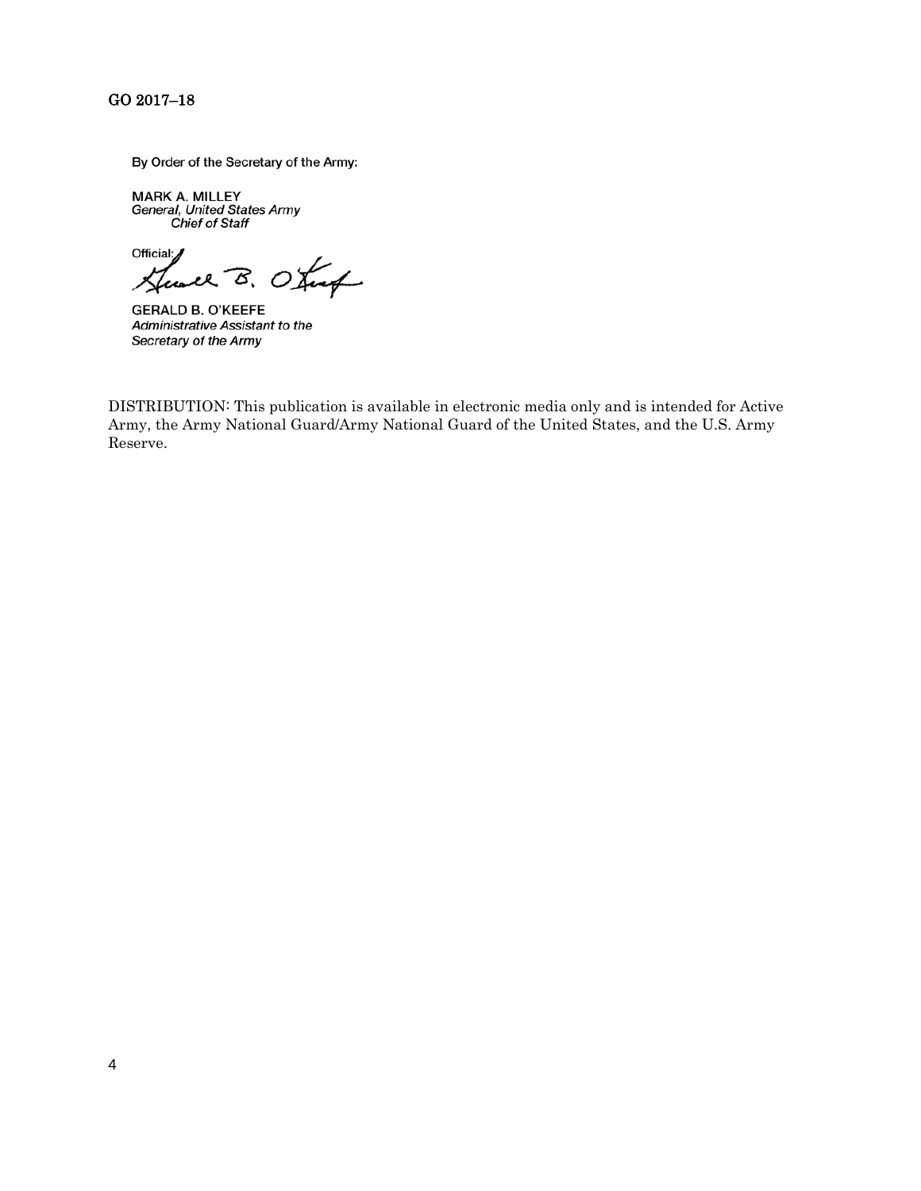By Order of the Secretary of the Army:

**MARK A. MILLEY**
*General, United States Army*
*Chief of Staff*

Official:

**GERALD B. O'KEEFE**
*Administrative Assistant to the*
*Secretary of the Army*

DISTRIBUTION: This publication is available in electronic media only and is intended for Active Army, the Army National Guard/Army National Guard of the United States, and the U.S. Army Reserve.